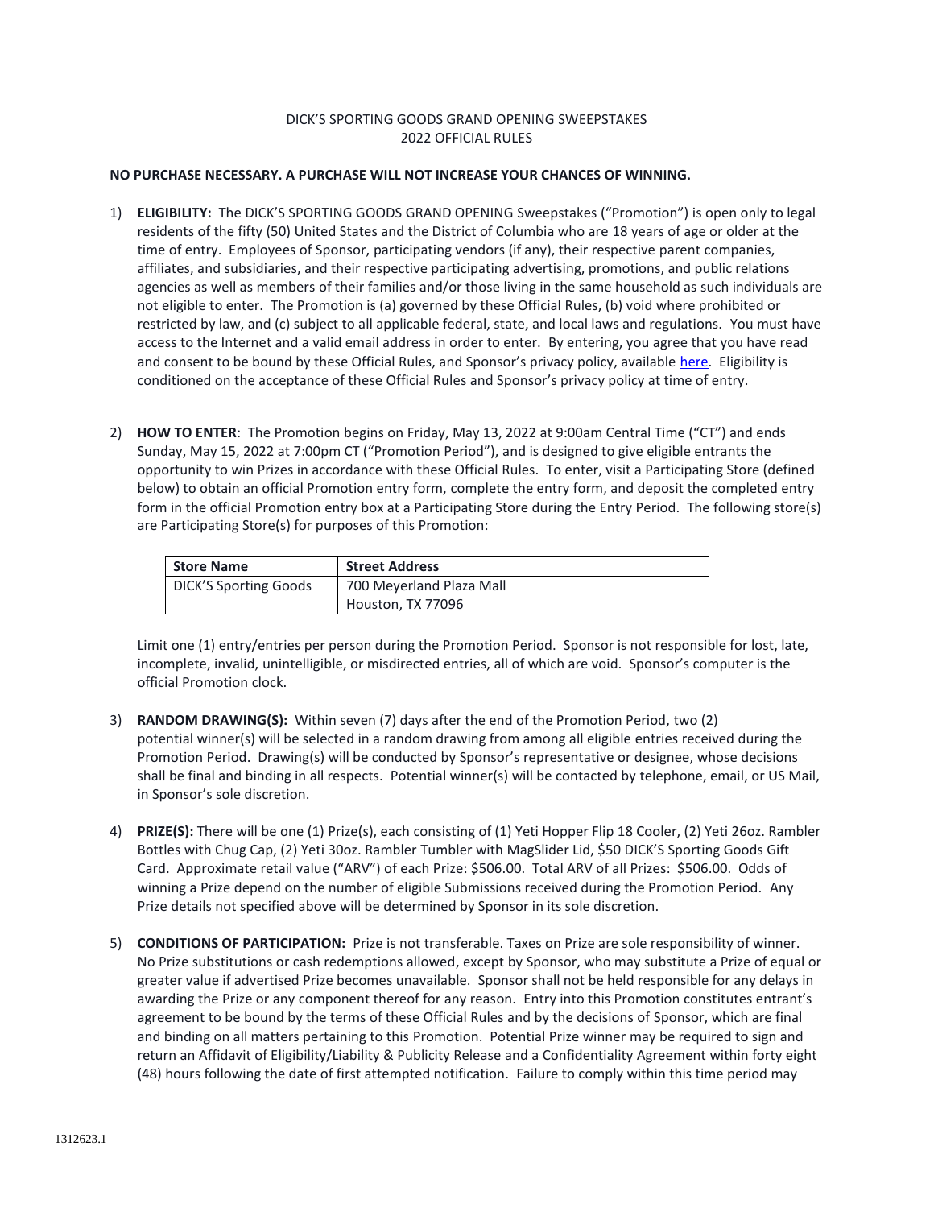DICK'S SPORTING GOODS GRAND OPENING SWEEPSTAKES
2022 OFFICIAL RULES

**NO PURCHASE NECESSARY. A PURCHASE WILL NOT INCREASE YOUR CHANCES OF WINNING.**

1) **ELIGIBILITY:** The DICK'S SPORTING GOODS GRAND OPENING Sweepstakes ("Promotion") is open only to legal residents of the fifty (50) United States and the District of Columbia who are 18 years of age or older at the time of entry. Employees of Sponsor, participating vendors (if any), their respective parent companies, affiliates, and subsidiaries, and their respective participating advertising, promotions, and public relations agencies as well as members of their families and/or those living in the same household as such individuals are not eligible to enter. The Promotion is (a) governed by these Official Rules, (b) void where prohibited or restricted by law, and (c) subject to all applicable federal, state, and local laws and regulations. You must have access to the Internet and a valid email address in order to enter. By entering, you agree that you have read and consent to be bound by these Official Rules, and Sponsor's privacy policy, available here. Eligibility is conditioned on the acceptance of these Official Rules and Sponsor's privacy policy at time of entry.

2) **HOW TO ENTER**: The Promotion begins on Friday, May 13, 2022 at 9:00am Central Time ("CT") and ends Sunday, May 15, 2022 at 7:00pm CT ("Promotion Period"), and is designed to give eligible entrants the opportunity to win Prizes in accordance with these Official Rules. To enter, visit a Participating Store (defined below) to obtain an official Promotion entry form, complete the entry form, and deposit the completed entry form in the official Promotion entry box at a Participating Store during the Entry Period. The following store(s) are Participating Store(s) for purposes of this Promotion:

| Store Name | Street Address |
|---|---|
| DICK'S Sporting Goods | 700 Meyerland Plaza Mall<br>Houston, TX 77096 |

Limit one (1) entry/entries per person during the Promotion Period. Sponsor is not responsible for lost, late, incomplete, invalid, unintelligible, or misdirected entries, all of which are void. Sponsor's computer is the official Promotion clock.

3) **RANDOM DRAWING(S):** Within seven (7) days after the end of the Promotion Period, two (2) potential winner(s) will be selected in a random drawing from among all eligible entries received during the Promotion Period. Drawing(s) will be conducted by Sponsor's representative or designee, whose decisions shall be final and binding in all respects. Potential winner(s) will be contacted by telephone, email, or US Mail, in Sponsor's sole discretion.

4) **PRIZE(S):** There will be one (1) Prize(s), each consisting of (1) Yeti Hopper Flip 18 Cooler, (2) Yeti 26oz. Rambler Bottles with Chug Cap, (2) Yeti 30oz. Rambler Tumbler with MagSlider Lid, $50 DICK'S Sporting Goods Gift Card. Approximate retail value ("ARV") of each Prize: $506.00. Total ARV of all Prizes: $506.00. Odds of winning a Prize depend on the number of eligible Submissions received during the Promotion Period. Any Prize details not specified above will be determined by Sponsor in its sole discretion.

5) **CONDITIONS OF PARTICIPATION:** Prize is not transferable. Taxes on Prize are sole responsibility of winner. No Prize substitutions or cash redemptions allowed, except by Sponsor, who may substitute a Prize of equal or greater value if advertised Prize becomes unavailable. Sponsor shall not be held responsible for any delays in awarding the Prize or any component thereof for any reason. Entry into this Promotion constitutes entrant's agreement to be bound by the terms of these Official Rules and by the decisions of Sponsor, which are final and binding on all matters pertaining to this Promotion. Potential Prize winner may be required to sign and return an Affidavit of Eligibility/Liability & Publicity Release and a Confidentiality Agreement within forty eight (48) hours following the date of first attempted notification. Failure to comply within this time period may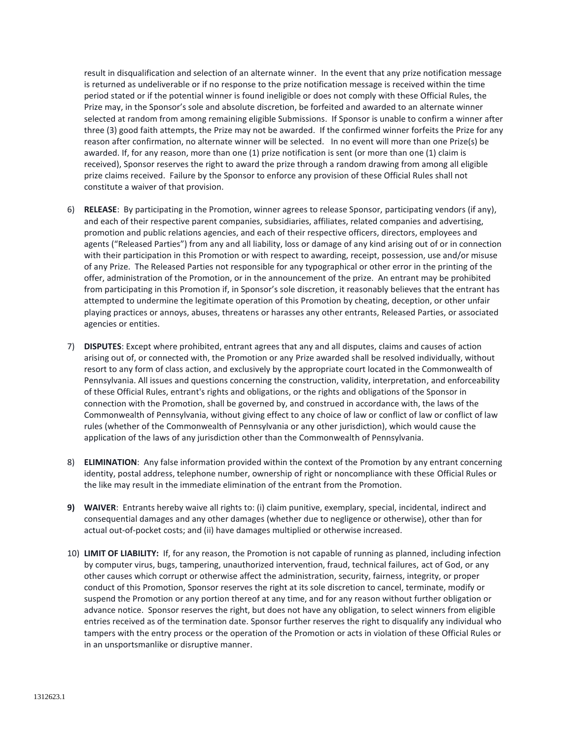result in disqualification and selection of an alternate winner. In the event that any prize notification message is returned as undeliverable or if no response to the prize notification message is received within the time period stated or if the potential winner is found ineligible or does not comply with these Official Rules, the Prize may, in the Sponsor's sole and absolute discretion, be forfeited and awarded to an alternate winner selected at random from among remaining eligible Submissions. If Sponsor is unable to confirm a winner after three (3) good faith attempts, the Prize may not be awarded. If the confirmed winner forfeits the Prize for any reason after confirmation, no alternate winner will be selected. In no event will more than one Prize(s) be awarded. If, for any reason, more than one (1) prize notification is sent (or more than one (1) claim is received), Sponsor reserves the right to award the prize through a random drawing from among all eligible prize claims received. Failure by the Sponsor to enforce any provision of these Official Rules shall not constitute a waiver of that provision.

6) **RELEASE**: By participating in the Promotion, winner agrees to release Sponsor, participating vendors (if any), and each of their respective parent companies, subsidiaries, affiliates, related companies and advertising, promotion and public relations agencies, and each of their respective officers, directors, employees and agents ("Released Parties") from any and all liability, loss or damage of any kind arising out of or in connection with their participation in this Promotion or with respect to awarding, receipt, possession, use and/or misuse of any Prize. The Released Parties not responsible for any typographical or other error in the printing of the offer, administration of the Promotion, or in the announcement of the prize. An entrant may be prohibited from participating in this Promotion if, in Sponsor's sole discretion, it reasonably believes that the entrant has attempted to undermine the legitimate operation of this Promotion by cheating, deception, or other unfair playing practices or annoys, abuses, threatens or harasses any other entrants, Released Parties, or associated agencies or entities.

7) **DISPUTES**: Except where prohibited, entrant agrees that any and all disputes, claims and causes of action arising out of, or connected with, the Promotion or any Prize awarded shall be resolved individually, without resort to any form of class action, and exclusively by the appropriate court located in the Commonwealth of Pennsylvania. All issues and questions concerning the construction, validity, interpretation, and enforceability of these Official Rules, entrant's rights and obligations, or the rights and obligations of the Sponsor in connection with the Promotion, shall be governed by, and construed in accordance with, the laws of the Commonwealth of Pennsylvania, without giving effect to any choice of law or conflict of law or conflict of law rules (whether of the Commonwealth of Pennsylvania or any other jurisdiction), which would cause the application of the laws of any jurisdiction other than the Commonwealth of Pennsylvania.

8) **ELIMINATION**: Any false information provided within the context of the Promotion by any entrant concerning identity, postal address, telephone number, ownership of right or noncompliance with these Official Rules or the like may result in the immediate elimination of the entrant from the Promotion.

9) **WAIVER**: Entrants hereby waive all rights to: (i) claim punitive, exemplary, special, incidental, indirect and consequential damages and any other damages (whether due to negligence or otherwise), other than for actual out-of-pocket costs; and (ii) have damages multiplied or otherwise increased.

10) **LIMIT OF LIABILITY:** If, for any reason, the Promotion is not capable of running as planned, including infection by computer virus, bugs, tampering, unauthorized intervention, fraud, technical failures, act of God, or any other causes which corrupt or otherwise affect the administration, security, fairness, integrity, or proper conduct of this Promotion, Sponsor reserves the right at its sole discretion to cancel, terminate, modify or suspend the Promotion or any portion thereof at any time, and for any reason without further obligation or advance notice. Sponsor reserves the right, but does not have any obligation, to select winners from eligible entries received as of the termination date. Sponsor further reserves the right to disqualify any individual who tampers with the entry process or the operation of the Promotion or acts in violation of these Official Rules or in an unsportsmanlike or disruptive manner.

1312623.1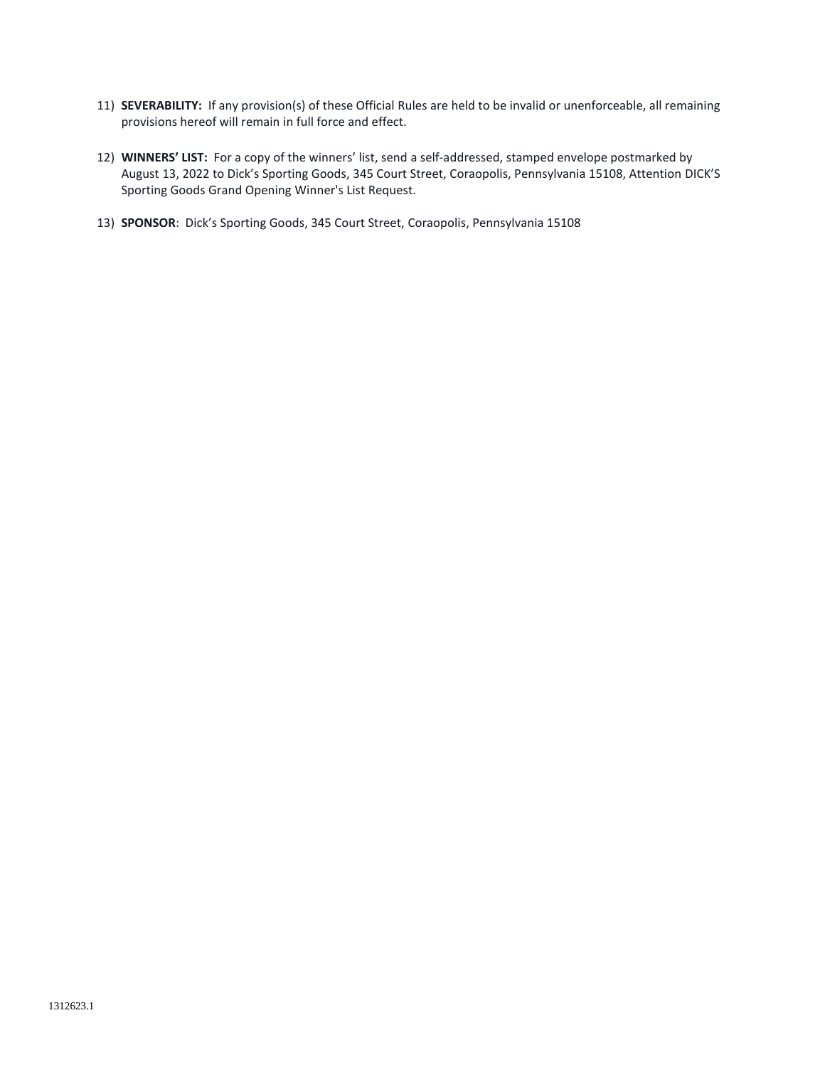11) **SEVERABILITY:** If any provision(s) of these Official Rules are held to be invalid or unenforceable, all remaining provisions hereof will remain in full force and effect.

12) **WINNERS' LIST:** For a copy of the winners' list, send a self-addressed, stamped envelope postmarked by August 13, 2022 to Dick's Sporting Goods, 345 Court Street, Coraopolis, Pennsylvania 15108, Attention DICK'S Sporting Goods Grand Opening Winner's List Request.

13) **SPONSOR**: Dick's Sporting Goods, 345 Court Street, Coraopolis, Pennsylvania 15108

1312623.1